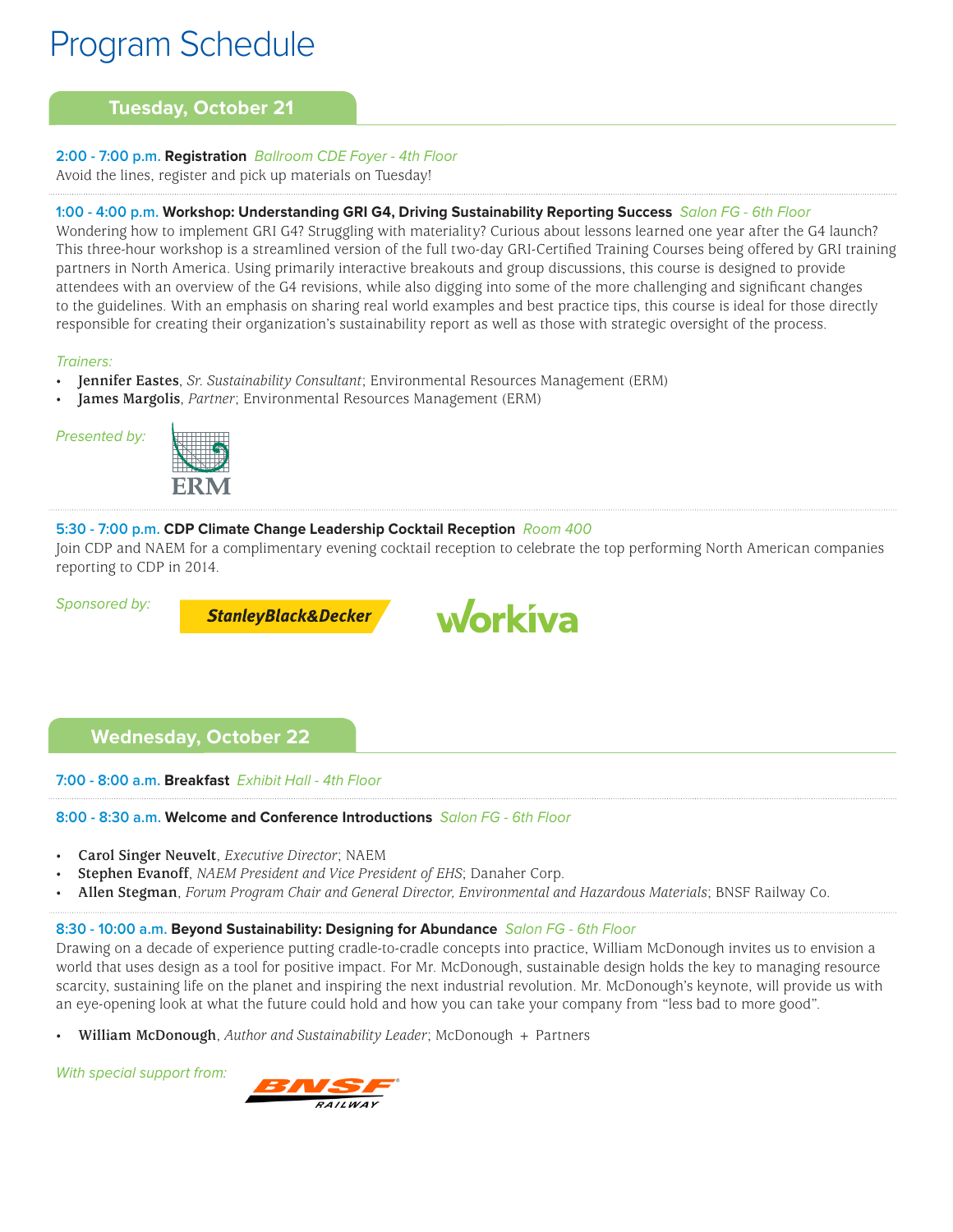# Program Schedule

## Tuesday, October 21

**2:00 - 7:00 p.m. Registration** *Ballroom CDE Foyer - 4th Floor*

Avoid the lines, register and pick up materials on Tuesday!

**1:00 - 4:00 p.m. Workshop: Understanding GRI G4, Driving Sustainability Reporting Success** *Salon FG - 6th Floor*

Wondering how to implement GRI G4? Struggling with materiality? Curious about lessons learned one year after the G4 launch? This three-hour workshop is a streamlined version of the full two-day GRI-Certified Training Courses being offered by GRI training partners in North America. Using primarily interactive breakouts and group discussions, this course is designed to provide attendees with an overview of the G4 revisions, while also digging into some of the more challenging and significant changes to the guidelines. With an emphasis on sharing real world examples and best practice tips, this course is ideal for those directly responsible for creating their organization's sustainability report as well as those with strategic oversight of the process.

*Trainers:*

- **Jennifer Eastes**, *Sr. Sustainability Consultant*; Environmental Resources Management (ERM)
- **James Margolis**, *Partner*; Environmental Resources Management (ERM)

*Presented by:* ERM

**5:30 - 7:00 p.m. CDP Climate Change Leadership Cocktail Reception** *Room 400*

Join CDP and NAEM for a complimentary evening cocktail reception to celebrate the top performing North American companies reporting to CDP in 2014.

*Sponsored by:* StanleyBlack&Decker, Workiva

## Wednesday, October 22

**7:00 - 8:00 a.m. Breakfast** *Exhibit Hall - 4th Floor*

**8:00 - 8:30 a.m. Welcome and Conference Introductions** *Salon FG - 6th Floor*

- **Carol Singer Neuvelt**, *Executive Director*; NAEM
- **Stephen Evanoff**, *NAEM President and Vice President of EHS*; Danaher Corp.
- **Allen Stegman**, *Forum Program Chair and General Director, Environmental and Hazardous Materials*; BNSF Railway Co.

**8:30 - 10:00 a.m. Beyond Sustainability: Designing for Abundance** *Salon FG - 6th Floor*

Drawing on a decade of experience putting cradle-to-cradle concepts into practice, William McDonough invites us to envision a world that uses design as a tool for positive impact. For Mr. McDonough, sustainable design holds the key to managing resource scarcity, sustaining life on the planet and inspiring the next industrial revolution. Mr. McDonough's keynote, will provide us with an eye-opening look at what the future could hold and how you can take your company from "less bad to more good".

- **William McDonough**, *Author and Sustainability Leader*; McDonough + Partners

*With special support from:* BNSF Railway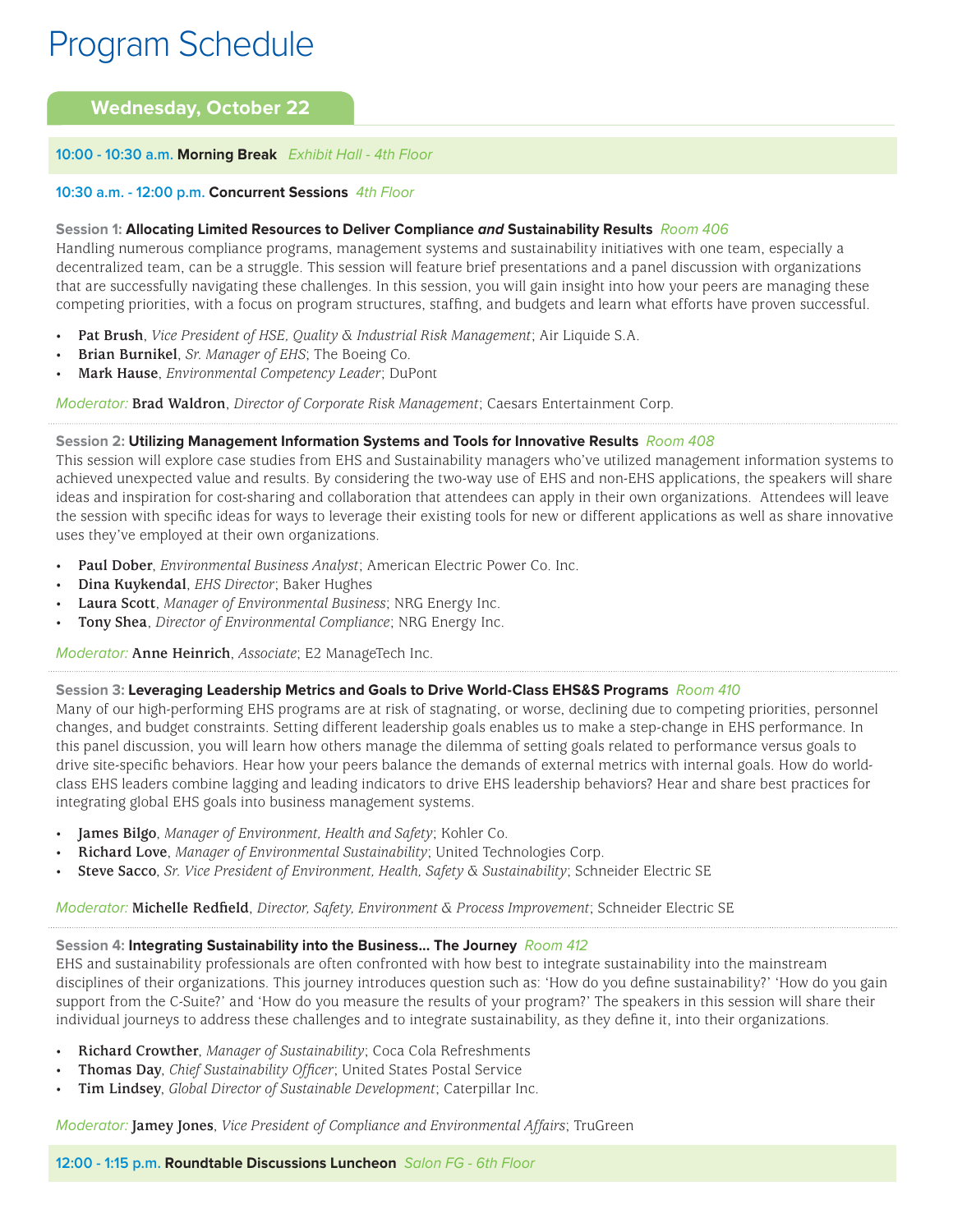# Program Schedule

## Wednesday, October 22

**10:00 - 10:30 a.m. Morning Break** *Exhibit Hall - 4th Floor*

**10:30 a.m. - 12:00 p.m. Concurrent Sessions** *4th Floor*

### Session 1: Allocating Limited Resources to Deliver Compliance *and* Sustainability Results *Room 406*

Handling numerous compliance programs, management systems and sustainability initiatives with one team, especially a decentralized team, can be a struggle. This session will feature brief presentations and a panel discussion with organizations that are successfully navigating these challenges. In this session, you will gain insight into how your peers are managing these competing priorities, with a focus on program structures, staffing, and budgets and learn what efforts have proven successful.

- **Pat Brush**, *Vice President of HSE, Quality & Industrial Risk Management*; Air Liquide S.A.
- **Brian Burnikel**, *Sr. Manager of EHS*; The Boeing Co.
- **Mark Hause**, *Environmental Competency Leader*; DuPont

*Moderator:* **Brad Waldron**, *Director of Corporate Risk Management*; Caesars Entertainment Corp.

### Session 2: Utilizing Management Information Systems and Tools for Innovative Results *Room 408*

This session will explore case studies from EHS and Sustainability managers who've utilized management information systems to achieved unexpected value and results. By considering the two-way use of EHS and non-EHS applications, the speakers will share ideas and inspiration for cost-sharing and collaboration that attendees can apply in their own organizations. Attendees will leave the session with specific ideas for ways to leverage their existing tools for new or different applications as well as share innovative uses they've employed at their own organizations.

- **Paul Dober**, *Environmental Business Analyst*; American Electric Power Co. Inc.
- **Dina Kuykendal**, *EHS Director*; Baker Hughes
- **Laura Scott**, *Manager of Environmental Business*; NRG Energy Inc.
- **Tony Shea**, *Director of Environmental Compliance*; NRG Energy Inc.

*Moderator:* **Anne Heinrich**, *Associate*; E2 ManageTech Inc.

### Session 3: Leveraging Leadership Metrics and Goals to Drive World-Class EHS&S Programs *Room 410*

Many of our high-performing EHS programs are at risk of stagnating, or worse, declining due to competing priorities, personnel changes, and budget constraints. Setting different leadership goals enables us to make a step-change in EHS performance. In this panel discussion, you will learn how others manage the dilemma of setting goals related to performance versus goals to drive site-specific behaviors. Hear how your peers balance the demands of external metrics with internal goals. How do world-class EHS leaders combine lagging and leading indicators to drive EHS leadership behaviors? Hear and share best practices for integrating global EHS goals into business management systems.

- **James Bilgo**, *Manager of Environment, Health and Safety*; Kohler Co.
- **Richard Love**, *Manager of Environmental Sustainability*; United Technologies Corp.
- **Steve Sacco**, *Sr. Vice President of Environment, Health, Safety & Sustainability*; Schneider Electric SE

*Moderator:* **Michelle Redfield**, *Director, Safety, Environment & Process Improvement*; Schneider Electric SE

### Session 4: Integrating Sustainability into the Business... The Journey *Room 412*

EHS and sustainability professionals are often confronted with how best to integrate sustainability into the mainstream disciplines of their organizations. This journey introduces question such as: 'How do you define sustainability?' 'How do you gain support from the C-Suite?' and 'How do you measure the results of your program?' The speakers in this session will share their individual journeys to address these challenges and to integrate sustainability, as they define it, into their organizations.

- **Richard Crowther**, *Manager of Sustainability*; Coca Cola Refreshments
- **Thomas Day**, *Chief Sustainability Officer*; United States Postal Service
- **Tim Lindsey**, *Global Director of Sustainable Development*; Caterpillar Inc.

*Moderator:* **Jamey Jones**, *Vice President of Compliance and Environmental Affairs*; TruGreen

**12:00 - 1:15 p.m. Roundtable Discussions Luncheon** *Salon FG - 6th Floor*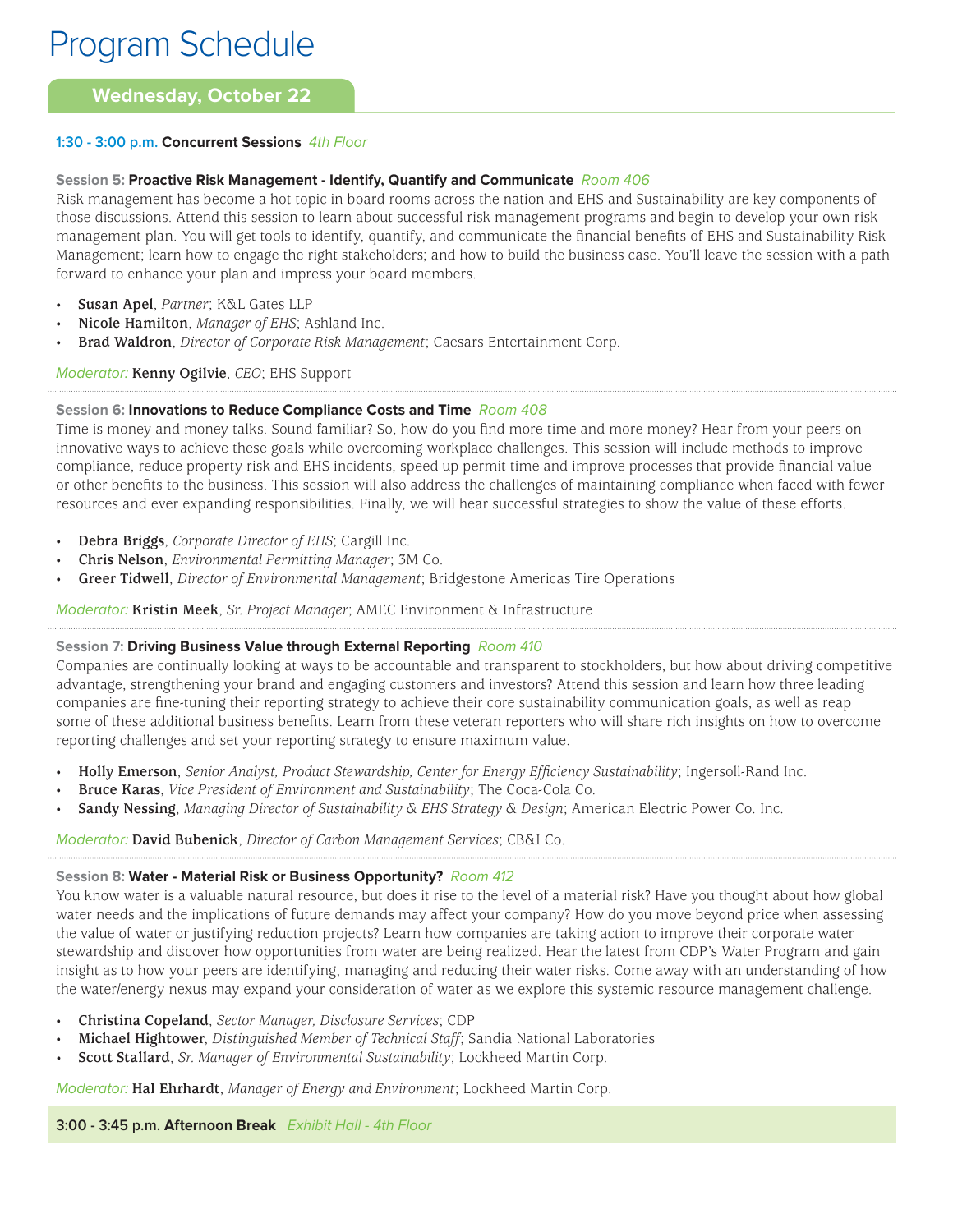# Program Schedule

## Wednesday, October 22

**1:30 - 3:00 p.m. Concurrent Sessions** *4th Floor*

**Session 5: Proactive Risk Management - Identify, Quantify and Communicate** *Room 406*

Risk management has become a hot topic in board rooms across the nation and EHS and Sustainability are key components of those discussions. Attend this session to learn about successful risk management programs and begin to develop your own risk management plan. You will get tools to identify, quantify, and communicate the financial benefits of EHS and Sustainability Risk Management; learn how to engage the right stakeholders; and how to build the business case. You'll leave the session with a path forward to enhance your plan and impress your board members.

- **Susan Apel**, *Partner*; K&L Gates LLP
- **Nicole Hamilton**, *Manager of EHS*; Ashland Inc.
- **Brad Waldron**, *Director of Corporate Risk Management*; Caesars Entertainment Corp.

*Moderator:* **Kenny Ogilvie**, *CEO*; EHS Support

**Session 6: Innovations to Reduce Compliance Costs and Time** *Room 408*

Time is money and money talks. Sound familiar? So, how do you find more time and more money? Hear from your peers on innovative ways to achieve these goals while overcoming workplace challenges. This session will include methods to improve compliance, reduce property risk and EHS incidents, speed up permit time and improve processes that provide financial value or other benefits to the business. This session will also address the challenges of maintaining compliance when faced with fewer resources and ever expanding responsibilities. Finally, we will hear successful strategies to show the value of these efforts.

- **Debra Briggs**, *Corporate Director of EHS*; Cargill Inc.
- **Chris Nelson**, *Environmental Permitting Manager*; 3M Co.
- **Greer Tidwell**, *Director of Environmental Management*; Bridgestone Americas Tire Operations

*Moderator:* **Kristin Meek**, *Sr. Project Manager*; AMEC Environment & Infrastructure

**Session 7: Driving Business Value through External Reporting** *Room 410*

Companies are continually looking at ways to be accountable and transparent to stockholders, but how about driving competitive advantage, strengthening your brand and engaging customers and investors? Attend this session and learn how three leading companies are fine-tuning their reporting strategy to achieve their core sustainability communication goals, as well as reap some of these additional business benefits. Learn from these veteran reporters who will share rich insights on how to overcome reporting challenges and set your reporting strategy to ensure maximum value.

- **Holly Emerson**, *Senior Analyst, Product Stewardship, Center for Energy Efficiency Sustainability*; Ingersoll-Rand Inc.
- **Bruce Karas**, *Vice President of Environment and Sustainability*; The Coca-Cola Co.
- **Sandy Nessing**, *Managing Director of Sustainability & EHS Strategy & Design*; American Electric Power Co. Inc.

*Moderator:* **David Bubenick**, *Director of Carbon Management Services*; CB&I Co.

**Session 8: Water - Material Risk or Business Opportunity?** *Room 412*

You know water is a valuable natural resource, but does it rise to the level of a material risk? Have you thought about how global water needs and the implications of future demands may affect your company? How do you move beyond price when assessing the value of water or justifying reduction projects? Learn how companies are taking action to improve their corporate water stewardship and discover how opportunities from water are being realized. Hear the latest from CDP's Water Program and gain insight as to how your peers are identifying, managing and reducing their water risks. Come away with an understanding of how the water/energy nexus may expand your consideration of water as we explore this systemic resource management challenge.

- **Christina Copeland**, *Sector Manager, Disclosure Services*; CDP
- **Michael Hightower**, *Distinguished Member of Technical Staff*; Sandia National Laboratories
- **Scott Stallard**, *Sr. Manager of Environmental Sustainability*; Lockheed Martin Corp.

*Moderator:* **Hal Ehrhardt**, *Manager of Energy and Environment*; Lockheed Martin Corp.

**3:00 - 3:45 p.m. Afternoon Break** *Exhibit Hall - 4th Floor*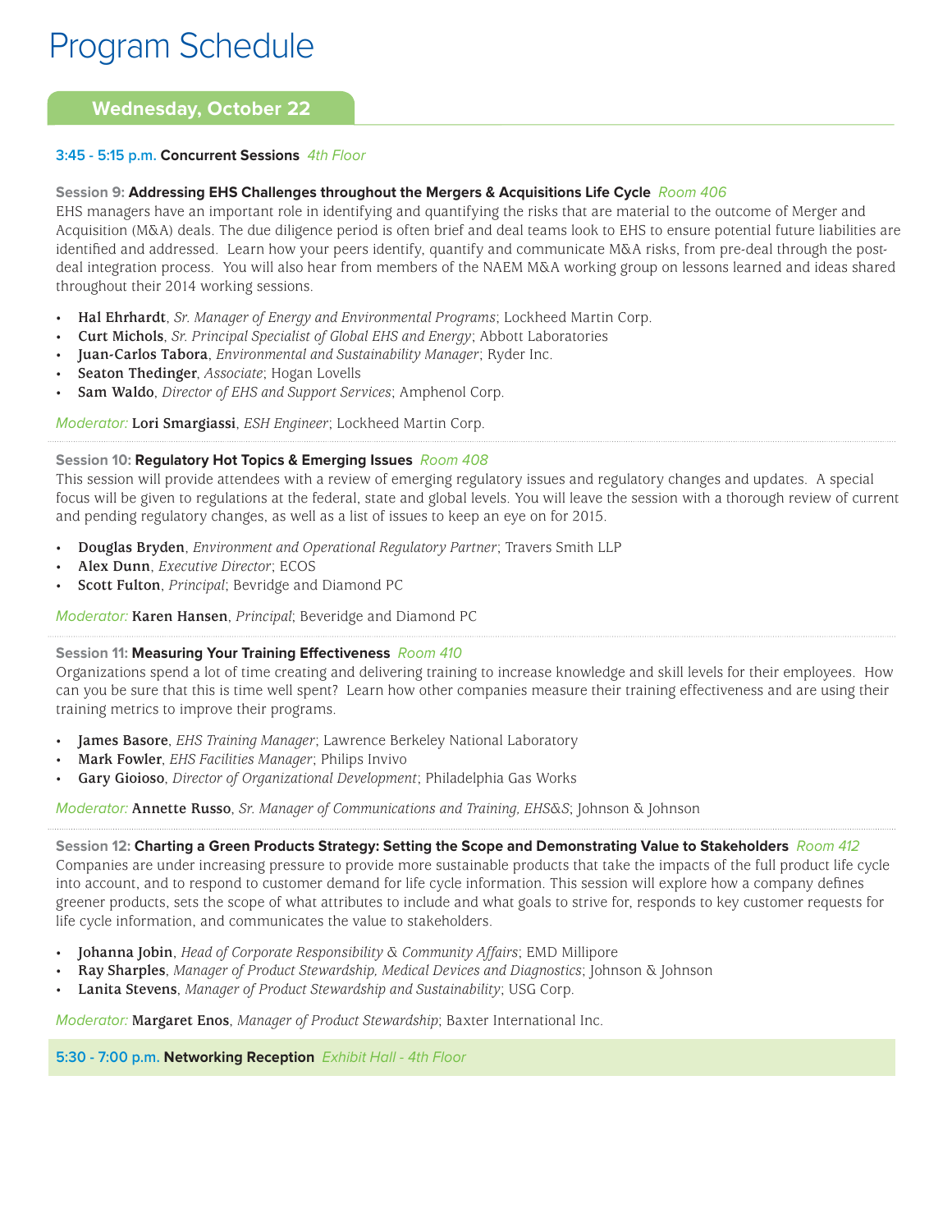# Program Schedule

## Wednesday, October 22

**3:45 - 5:15 p.m. Concurrent Sessions** *4th Floor*

**Session 9: Addressing EHS Challenges throughout the Mergers & Acquisitions Life Cycle** *Room 406*

EHS managers have an important role in identifying and quantifying the risks that are material to the outcome of Merger and Acquisition (M&A) deals. The due diligence period is often brief and deal teams look to EHS to ensure potential future liabilities are identified and addressed. Learn how your peers identify, quantify and communicate M&A risks, from pre-deal through the post-deal integration process. You will also hear from members of the NAEM M&A working group on lessons learned and ideas shared throughout their 2014 working sessions.

- **Hal Ehrhardt**, *Sr. Manager of Energy and Environmental Programs*; Lockheed Martin Corp.
- **Curt Michols**, *Sr. Principal Specialist of Global EHS and Energy*; Abbott Laboratories
- **Juan-Carlos Tabora**, *Environmental and Sustainability Manager*; Ryder Inc.
- **Seaton Thedinger**, *Associate*; Hogan Lovells
- **Sam Waldo**, *Director of EHS and Support Services*; Amphenol Corp.

*Moderator:* **Lori Smargiassi**, *ESH Engineer*; Lockheed Martin Corp.

**Session 10: Regulatory Hot Topics & Emerging Issues** *Room 408*

This session will provide attendees with a review of emerging regulatory issues and regulatory changes and updates. A special focus will be given to regulations at the federal, state and global levels. You will leave the session with a thorough review of current and pending regulatory changes, as well as a list of issues to keep an eye on for 2015.

- **Douglas Bryden**, *Environment and Operational Regulatory Partner*; Travers Smith LLP
- **Alex Dunn**, *Executive Director*; ECOS
- **Scott Fulton**, *Principal*; Bevridge and Diamond PC

*Moderator:* **Karen Hansen**, *Principal*; Beveridge and Diamond PC

**Session 11: Measuring Your Training Effectiveness** *Room 410*

Organizations spend a lot of time creating and delivering training to increase knowledge and skill levels for their employees. How can you be sure that this is time well spent? Learn how other companies measure their training effectiveness and are using their training metrics to improve their programs.

- **James Basore**, *EHS Training Manager*; Lawrence Berkeley National Laboratory
- **Mark Fowler**, *EHS Facilities Manager*; Philips Invivo
- **Gary Gioioso**, *Director of Organizational Development*; Philadelphia Gas Works

*Moderator:* **Annette Russo**, *Sr. Manager of Communications and Training, EHS&S*; Johnson & Johnson

**Session 12: Charting a Green Products Strategy: Setting the Scope and Demonstrating Value to Stakeholders** *Room 412*

Companies are under increasing pressure to provide more sustainable products that take the impacts of the full product life cycle into account, and to respond to customer demand for life cycle information. This session will explore how a company defines greener products, sets the scope of what attributes to include and what goals to strive for, responds to key customer requests for life cycle information, and communicates the value to stakeholders.

- **Johanna Jobin**, *Head of Corporate Responsibility & Community Affairs*; EMD Millipore
- **Ray Sharples**, *Manager of Product Stewardship, Medical Devices and Diagnostics*; Johnson & Johnson
- **Lanita Stevens**, *Manager of Product Stewardship and Sustainability*; USG Corp.

*Moderator:* **Margaret Enos**, *Manager of Product Stewardship*; Baxter International Inc.

**5:30 - 7:00 p.m. Networking Reception** *Exhibit Hall - 4th Floor*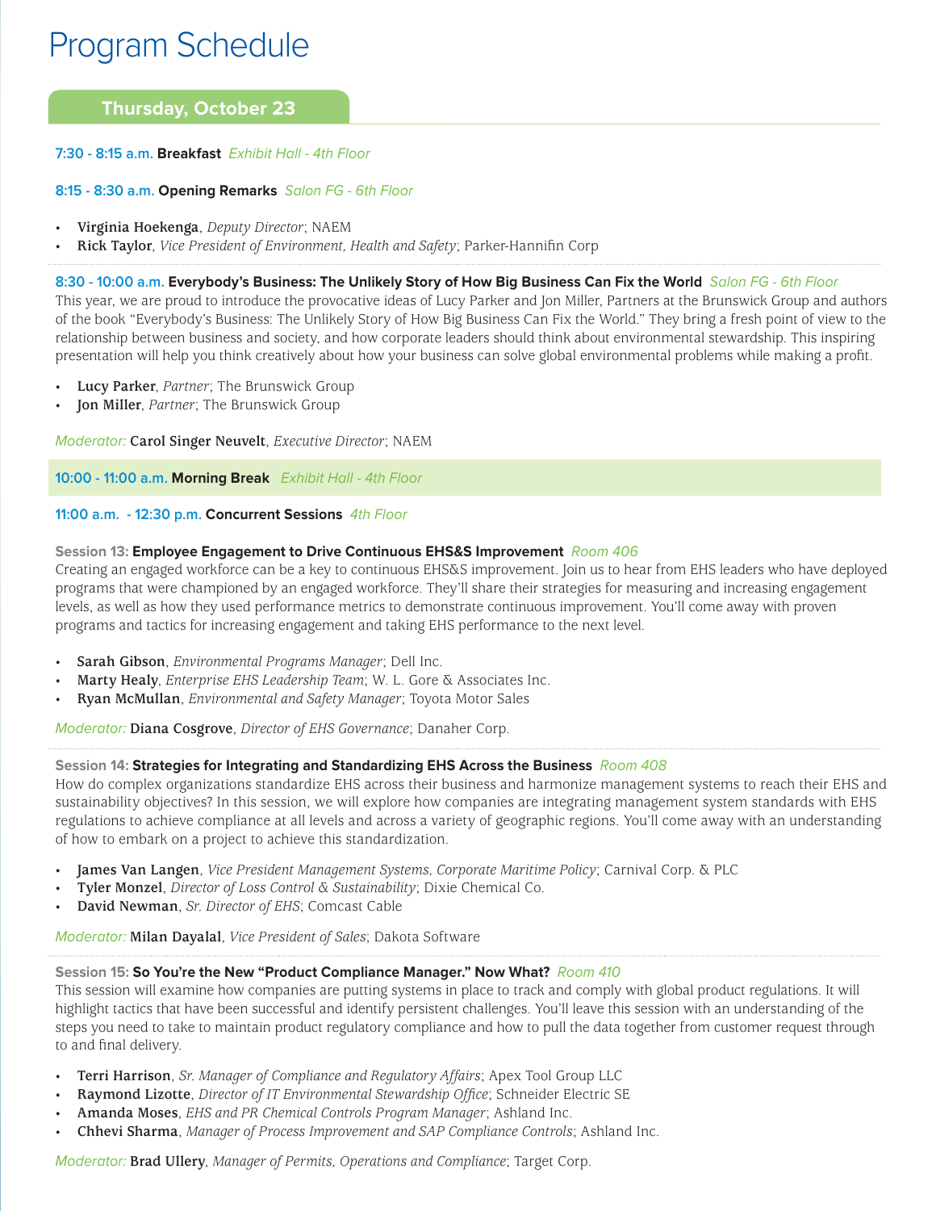# Program Schedule

## Thursday, October 23

**7:30 - 8:15 a.m. Breakfast** *Exhibit Hall - 4th Floor*

**8:15 - 8:30 a.m. Opening Remarks** *Salon FG - 6th Floor*

- **Virginia Hoekenga**, *Deputy Director*; NAEM
- **Rick Taylor**, *Vice President of Environment, Health and Safety*; Parker-Hannifin Corp

**8:30 - 10:00 a.m. Everybody's Business: The Unlikely Story of How Big Business Can Fix the World** *Salon FG - 6th Floor*

This year, we are proud to introduce the provocative ideas of Lucy Parker and Jon Miller, Partners at the Brunswick Group and authors of the book "Everybody's Business: The Unlikely Story of How Big Business Can Fix the World." They bring a fresh point of view to the relationship between business and society, and how corporate leaders should think about environmental stewardship. This inspiring presentation will help you think creatively about how your business can solve global environmental problems while making a profit.

- **Lucy Parker**, *Partner*; The Brunswick Group
- **Jon Miller**, *Partner*; The Brunswick Group

*Moderator:* **Carol Singer Neuvelt**, *Executive Director*; NAEM

**10:00 - 11:00 a.m. Morning Break** *Exhibit Hall - 4th Floor*

**11:00 a.m. - 12:30 p.m. Concurrent Sessions** *4th Floor*

### Session 13: Employee Engagement to Drive Continuous EHS&S Improvement *Room 406*

Creating an engaged workforce can be a key to continuous EHS&S improvement. Join us to hear from EHS leaders who have deployed programs that were championed by an engaged workforce. They'll share their strategies for measuring and increasing engagement levels, as well as how they used performance metrics to demonstrate continuous improvement. You'll come away with proven programs and tactics for increasing engagement and taking EHS performance to the next level.

- **Sarah Gibson**, *Environmental Programs Manager*; Dell Inc.
- **Marty Healy**, *Enterprise EHS Leadership Team*; W. L. Gore & Associates Inc.
- **Ryan McMullan**, *Environmental and Safety Manager*; Toyota Motor Sales

*Moderator:* **Diana Cosgrove**, *Director of EHS Governance*; Danaher Corp.

### Session 14: Strategies for Integrating and Standardizing EHS Across the Business *Room 408*

How do complex organizations standardize EHS across their business and harmonize management systems to reach their EHS and sustainability objectives? In this session, we will explore how companies are integrating management system standards with EHS regulations to achieve compliance at all levels and across a variety of geographic regions. You'll come away with an understanding of how to embark on a project to achieve this standardization.

- **James Van Langen**, *Vice President Management Systems, Corporate Maritime Policy*; Carnival Corp. & PLC
- **Tyler Monzel**, *Director of Loss Control & Sustainability*; Dixie Chemical Co.
- **David Newman**, *Sr. Director of EHS*; Comcast Cable

*Moderator:* **Milan Dayalal**, *Vice President of Sales*; Dakota Software

### Session 15: So You're the New "Product Compliance Manager." Now What? *Room 410*

This session will examine how companies are putting systems in place to track and comply with global product regulations. It will highlight tactics that have been successful and identify persistent challenges. You'll leave this session with an understanding of the steps you need to take to maintain product regulatory compliance and how to pull the data together from customer request through to and final delivery.

- **Terri Harrison**, *Sr. Manager of Compliance and Regulatory Affairs*; Apex Tool Group LLC
- **Raymond Lizotte**, *Director of IT Environmental Stewardship Office*; Schneider Electric SE
- **Amanda Moses**, *EHS and PR Chemical Controls Program Manager*; Ashland Inc.
- **Chhevi Sharma**, *Manager of Process Improvement and SAP Compliance Controls*; Ashland Inc.

*Moderator:* **Brad Ullery**, *Manager of Permits, Operations and Compliance*; Target Corp.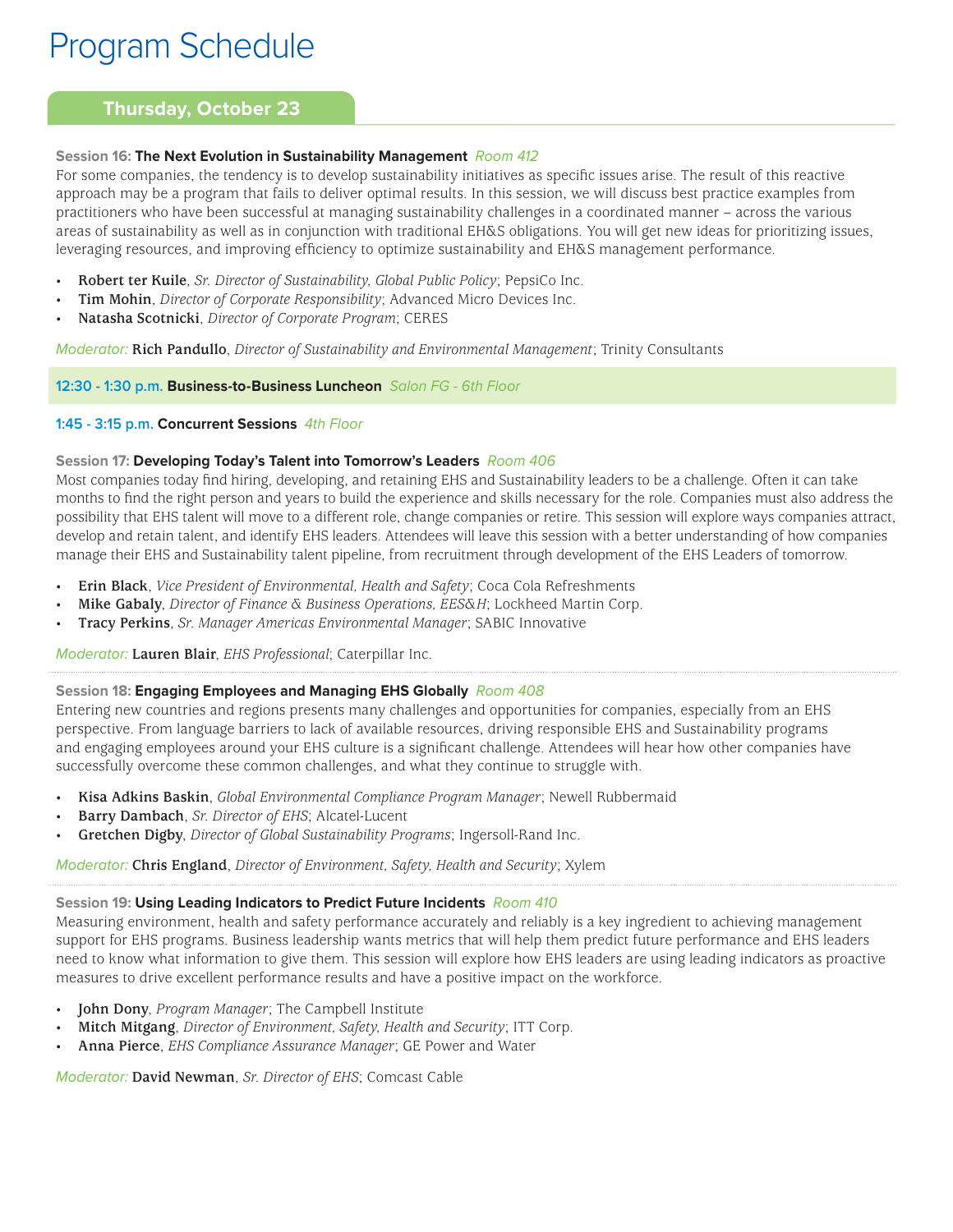# Program Schedule

## Thursday, October 23

**Session 16: The Next Evolution in Sustainability Management** *Room 412*

For some companies, the tendency is to develop sustainability initiatives as specific issues arise. The result of this reactive approach may be a program that fails to deliver optimal results. In this session, we will discuss best practice examples from practitioners who have been successful at managing sustainability challenges in a coordinated manner – across the various areas of sustainability as well as in conjunction with traditional EH&S obligations. You will get new ideas for prioritizing issues, leveraging resources, and improving efficiency to optimize sustainability and EH&S management performance.

- **Robert ter Kuile**, *Sr. Director of Sustainability, Global Public Policy*; PepsiCo Inc.
- **Tim Mohin**, *Director of Corporate Responsibility*; Advanced Micro Devices Inc.
- **Natasha Scotnicki**, *Director of Corporate Program*; CERES

*Moderator:* **Rich Pandullo**, *Director of Sustainability and Environmental Management*; Trinity Consultants

**12:30 - 1:30 p.m. Business-to-Business Luncheon** *Salon FG - 6th Floor*

**1:45 - 3:15 p.m. Concurrent Sessions** *4th Floor*

**Session 17: Developing Today's Talent into Tomorrow's Leaders** *Room 406*

Most companies today find hiring, developing, and retaining EHS and Sustainability leaders to be a challenge. Often it can take months to find the right person and years to build the experience and skills necessary for the role. Companies must also address the possibility that EHS talent will move to a different role, change companies or retire. This session will explore ways companies attract, develop and retain talent, and identify EHS leaders. Attendees will leave this session with a better understanding of how companies manage their EHS and Sustainability talent pipeline, from recruitment through development of the EHS Leaders of tomorrow.

- **Erin Black**, *Vice President of Environmental, Health and Safety*; Coca Cola Refreshments
- **Mike Gabaly**, *Director of Finance & Business Operations, EES&H*; Lockheed Martin Corp.
- **Tracy Perkins**, *Sr. Manager Americas Environmental Manager*; SABIC Innovative

*Moderator:* **Lauren Blair**, *EHS Professional*; Caterpillar Inc.

**Session 18: Engaging Employees and Managing EHS Globally** *Room 408*

Entering new countries and regions presents many challenges and opportunities for companies, especially from an EHS perspective. From language barriers to lack of available resources, driving responsible EHS and Sustainability programs and engaging employees around your EHS culture is a significant challenge. Attendees will hear how other companies have successfully overcome these common challenges, and what they continue to struggle with.

- **Kisa Adkins Baskin**, *Global Environmental Compliance Program Manager*; Newell Rubbermaid
- **Barry Dambach**, *Sr. Director of EHS*; Alcatel-Lucent
- **Gretchen Digby**, *Director of Global Sustainability Programs*; Ingersoll-Rand Inc.

*Moderator:* **Chris England**, *Director of Environment, Safety, Health and Security*; Xylem

**Session 19: Using Leading Indicators to Predict Future Incidents** *Room 410*

Measuring environment, health and safety performance accurately and reliably is a key ingredient to achieving management support for EHS programs. Business leadership wants metrics that will help them predict future performance and EHS leaders need to know what information to give them. This session will explore how EHS leaders are using leading indicators as proactive measures to drive excellent performance results and have a positive impact on the workforce.

- **John Dony**, *Program Manager*; The Campbell Institute
- **Mitch Mitgang**, *Director of Environment, Safety, Health and Security*; ITT Corp.
- **Anna Pierce**, *EHS Compliance Assurance Manager*; GE Power and Water

*Moderator:* **David Newman**, *Sr. Director of EHS*; Comcast Cable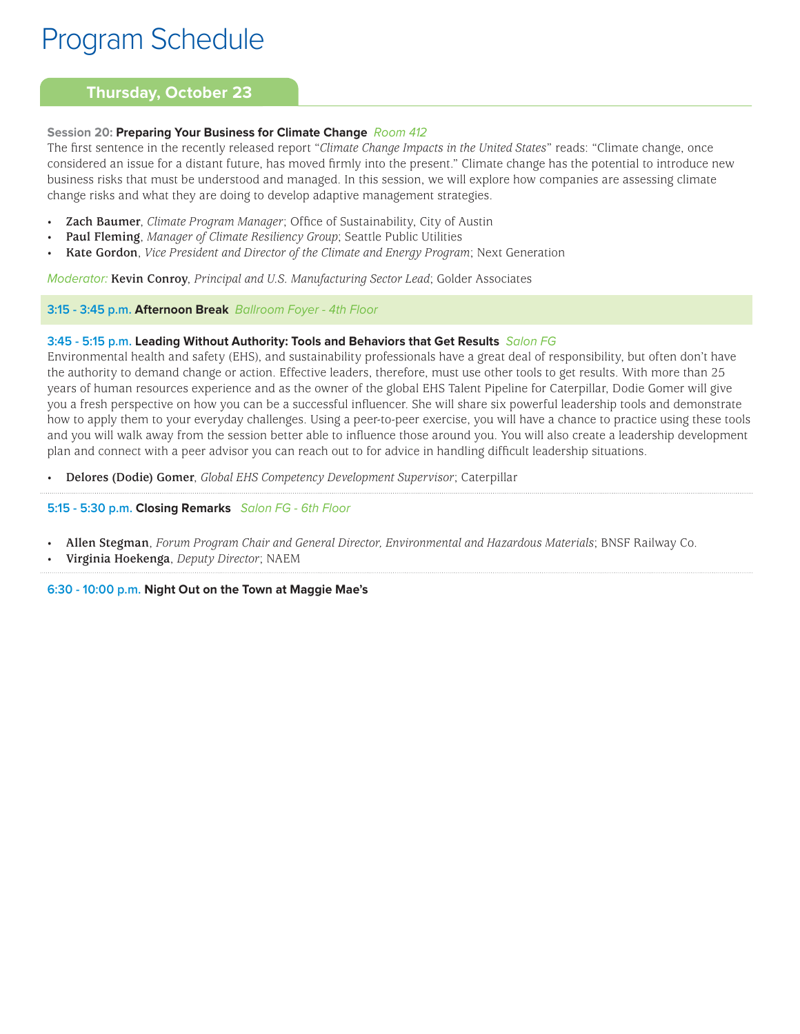# Program Schedule

## Thursday, October 23

**Session 20: Preparing Your Business for Climate Change** *Room 412*

The first sentence in the recently released report "*Climate Change Impacts in the United States*" reads: "Climate change, once considered an issue for a distant future, has moved firmly into the present." Climate change has the potential to introduce new business risks that must be understood and managed. In this session, we will explore how companies are assessing climate change risks and what they are doing to develop adaptive management strategies.

- **Zach Baumer**, *Climate Program Manager*; Office of Sustainability, City of Austin
- **Paul Fleming**, *Manager of Climate Resiliency Group*; Seattle Public Utilities
- **Kate Gordon**, *Vice President and Director of the Climate and Energy Program*; Next Generation

*Moderator:* **Kevin Conroy**, *Principal and U.S. Manufacturing Sector Lead*; Golder Associates

**3:15 - 3:45 p.m. Afternoon Break** *Ballroom Foyer - 4th Floor*

**3:45 - 5:15 p.m. Leading Without Authority: Tools and Behaviors that Get Results** *Salon FG*

Environmental health and safety (EHS), and sustainability professionals have a great deal of responsibility, but often don't have the authority to demand change or action. Effective leaders, therefore, must use other tools to get results. With more than 25 years of human resources experience and as the owner of the global EHS Talent Pipeline for Caterpillar, Dodie Gomer will give you a fresh perspective on how you can be a successful influencer. She will share six powerful leadership tools and demonstrate how to apply them to your everyday challenges. Using a peer-to-peer exercise, you will have a chance to practice using these tools and you will walk away from the session better able to influence those around you. You will also create a leadership development plan and connect with a peer advisor you can reach out to for advice in handling difficult leadership situations.

- **Delores (Dodie) Gomer**, *Global EHS Competency Development Supervisor*; Caterpillar

**5:15 - 5:30 p.m. Closing Remarks** *Salon FG - 6th Floor*

- **Allen Stegman**, *Forum Program Chair and General Director, Environmental and Hazardous Materials*; BNSF Railway Co.
- **Virginia Hoekenga**, *Deputy Director*; NAEM

**6:30 - 10:00 p.m. Night Out on the Town at Maggie Mae's**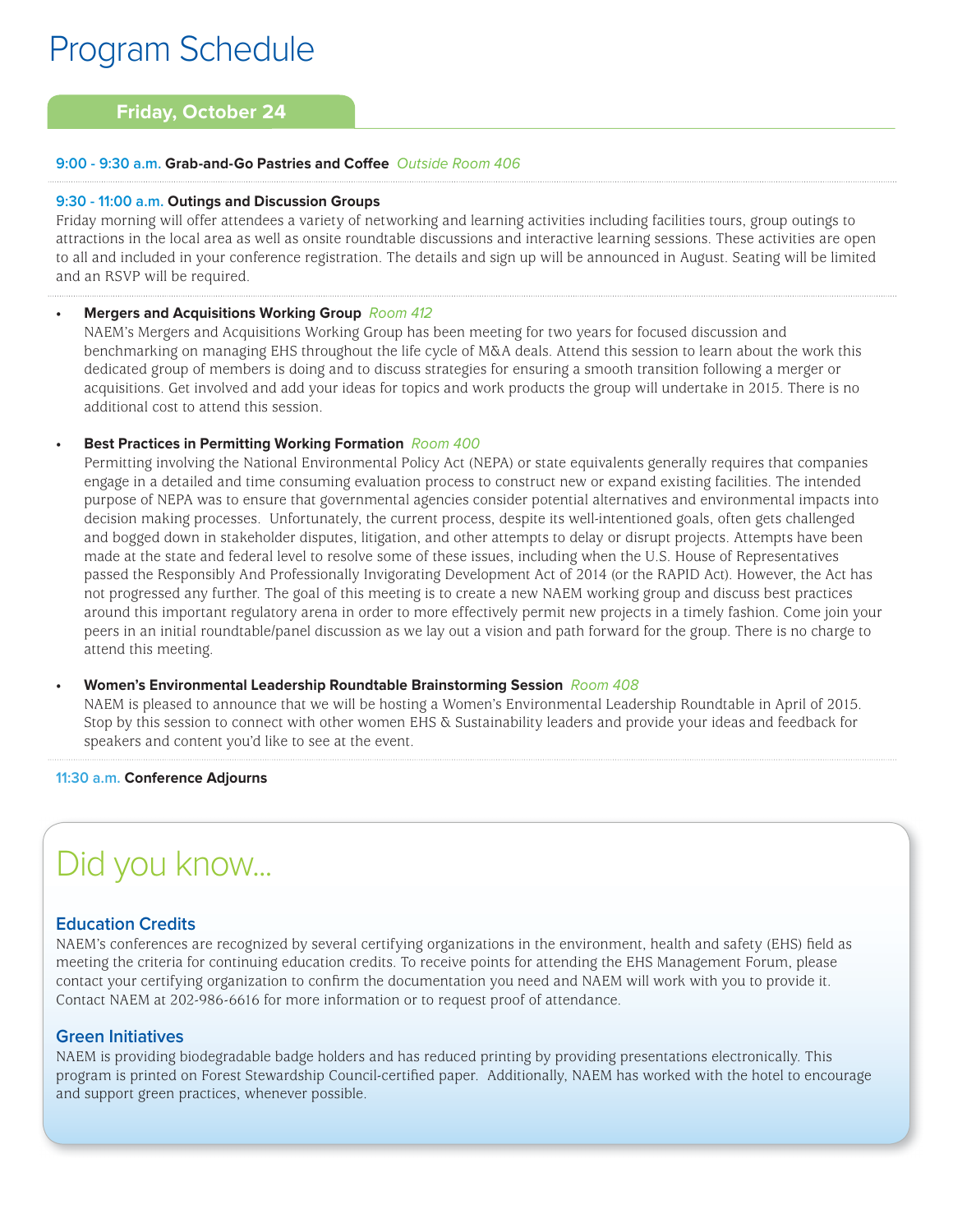# Program Schedule

## Friday, October 24

**9:00 - 9:30 a.m. Grab-and-Go Pastries and Coffee** *Outside Room 406*

**9:30 - 11:00 a.m. Outings and Discussion Groups**

Friday morning will offer attendees a variety of networking and learning activities including facilities tours, group outings to attractions in the local area as well as onsite roundtable discussions and interactive learning sessions. These activities are open to all and included in your conference registration. The details and sign up will be announced in August. Seating will be limited and an RSVP will be required.

- **Mergers and Acquisitions Working Group** *Room 412*
  NAEM's Mergers and Acquisitions Working Group has been meeting for two years for focused discussion and benchmarking on managing EHS throughout the life cycle of M&A deals. Attend this session to learn about the work this dedicated group of members is doing and to discuss strategies for ensuring a smooth transition following a merger or acquisitions. Get involved and add your ideas for topics and work products the group will undertake in 2015. There is no additional cost to attend this session.

- **Best Practices in Permitting Working Formation** *Room 400*
  Permitting involving the National Environmental Policy Act (NEPA) or state equivalents generally requires that companies engage in a detailed and time consuming evaluation process to construct new or expand existing facilities. The intended purpose of NEPA was to ensure that governmental agencies consider potential alternatives and environmental impacts into decision making processes. Unfortunately, the current process, despite its well-intentioned goals, often gets challenged and bogged down in stakeholder disputes, litigation, and other attempts to delay or disrupt projects. Attempts have been made at the state and federal level to resolve some of these issues, including when the U.S. House of Representatives passed the Responsibly And Professionally Invigorating Development Act of 2014 (or the RAPID Act). However, the Act has not progressed any further. The goal of this meeting is to create a new NAEM working group and discuss best practices around this important regulatory arena in order to more effectively permit new projects in a timely fashion. Come join your peers in an initial roundtable/panel discussion as we lay out a vision and path forward for the group. There is no charge to attend this meeting.

- **Women's Environmental Leadership Roundtable Brainstorming Session** *Room 408*
  NAEM is pleased to announce that we will be hosting a Women's Environmental Leadership Roundtable in April of 2015. Stop by this session to connect with other women EHS & Sustainability leaders and provide your ideas and feedback for speakers and content you'd like to see at the event.

**11:30 a.m. Conference Adjourns**

## Did you know...

### Education Credits

NAEM's conferences are recognized by several certifying organizations in the environment, health and safety (EHS) field as meeting the criteria for continuing education credits. To receive points for attending the EHS Management Forum, please contact your certifying organization to confirm the documentation you need and NAEM will work with you to provide it. Contact NAEM at 202-986-6616 for more information or to request proof of attendance.

### Green Initiatives

NAEM is providing biodegradable badge holders and has reduced printing by providing presentations electronically. This program is printed on Forest Stewardship Council-certified paper. Additionally, NAEM has worked with the hotel to encourage and support green practices, whenever possible.